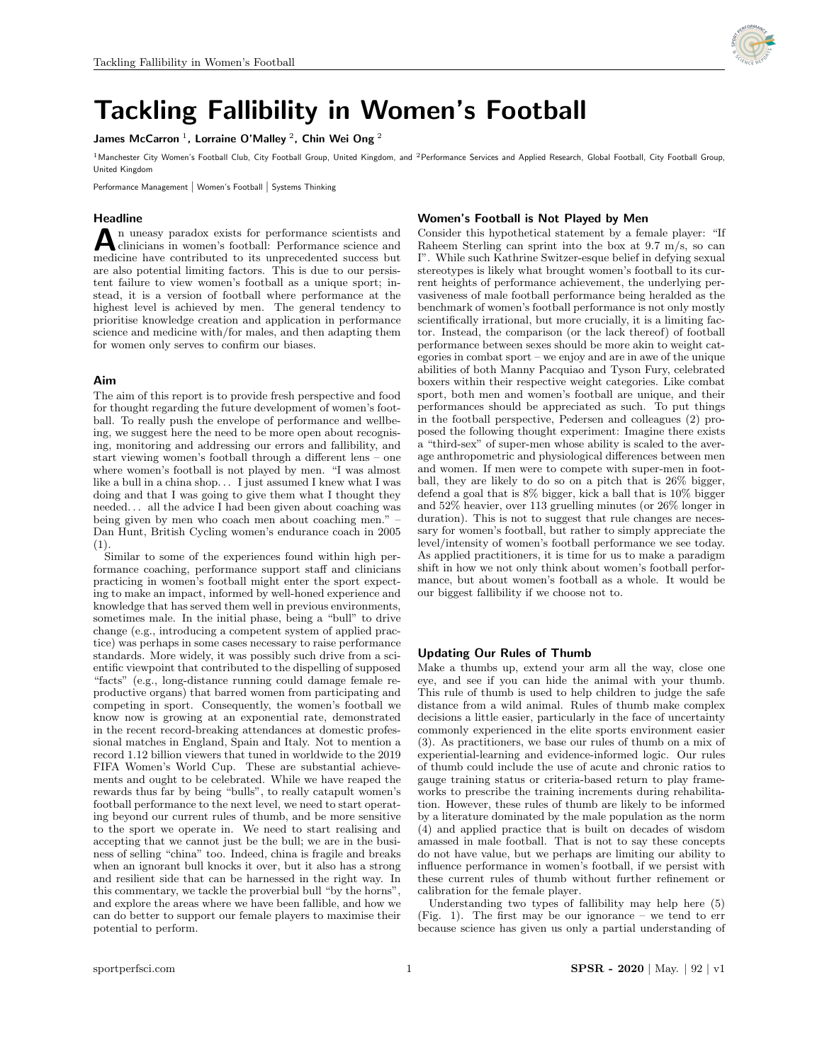# Tackling Fallibility in Women's Football

**James McCarron [1], Lorraine O'Malley [2], Chin Wei Ong [2]**

[1]Manchester City Women's Football Club, City Football Group, United Kingdom, and [2]Performance Services and Applied Research, Global Football, City Football Group, United Kingdom

Performance Management | Women's Football | Systems Thinking

## Headline

An uneasy paradox exists for performance scientists and clinicians in women's football: Performance science and medicine have contributed to its unprecedented success but are also potential limiting factors. This is due to our persistent failure to view women's football as a unique sport; instead, it is a version of football where performance at the highest level is achieved by men. The general tendency to prioritise knowledge creation and application in performance science and medicine with/for males, and then adapting them for women only serves to confirm our biases.

## Aim

The aim of this report is to provide fresh perspective and food for thought regarding the future development of women's football. To really push the envelope of performance and wellbeing, we suggest here the need to be more open about recognising, monitoring and addressing our errors and fallibility, and start viewing women's football through a different lens – one where women's football is not played by men. "I was almost like a bull in a china shop... I just assumed I knew what I was doing and that I was going to give them what I thought they needed... all the advice I had been given about coaching was being given by men who coach men about coaching men." – Dan Hunt, British Cycling women's endurance coach in 2005 (1).

Similar to some of the experiences found within high performance coaching, performance support staff and clinicians practicing in women's football might enter the sport expecting to make an impact, informed by well-honed experience and knowledge that has served them well in previous environments, sometimes male. In the initial phase, being a "bull" to drive change (e.g., introducing a competent system of applied practice) was perhaps in some cases necessary to raise performance standards. More widely, it was possibly such drive from a scientific viewpoint that contributed to the dispelling of supposed "facts" (e.g., long-distance running could damage female reproductive organs) that barred women from participating and competing in sport. Consequently, the women's football we know now is growing at an exponential rate, demonstrated in the recent record-breaking attendances at domestic professional matches in England, Spain and Italy. Not to mention a record 1.12 billion viewers that tuned in worldwide to the 2019 FIFA Women's World Cup. These are substantial achievements and ought to be celebrated. While we have reaped the rewards thus far by being "bulls", to really catapult women's football performance to the next level, we need to start operating beyond our current rules of thumb, and be more sensitive to the sport we operate in. We need to start realising and accepting that we cannot just be the bull; we are in the business of selling "china" too. Indeed, china is fragile and breaks when an ignorant bull knocks it over, but it also has a strong and resilient side that can be harnessed in the right way. In this commentary, we tackle the proverbial bull "by the horns", and explore the areas where we have been fallible, and how we can do better to support our female players to maximise their potential to perform.

## Women's Football is Not Played by Men

Consider this hypothetical statement by a female player: "If Raheem Sterling can sprint into the box at 9.7 m/s, so can I". While such Kathrine Switzer-esque belief in defying sexual stereotypes is likely what brought women's football to its current heights of performance achievement, the underlying pervasiveness of male football performance being heralded as the benchmark of women's football performance is not only mostly scientifically irrational, but more crucially, it is a limiting factor. Instead, the comparison (or the lack thereof) of football performance between sexes should be more akin to weight categories in combat sport – we enjoy and are in awe of the unique abilities of both Manny Pacquiao and Tyson Fury, celebrated boxers within their respective weight categories. Like combat sport, both men and women's football are unique, and their performances should be appreciated as such. To put things in the football perspective, Pedersen and colleagues (2) proposed the following thought experiment: Imagine there exists a "third-sex" of super-men whose ability is scaled to the average anthropometric and physiological differences between men and women. If men were to compete with super-men in football, they are likely to do so on a pitch that is 26% bigger, defend a goal that is 8% bigger, kick a ball that is 10% bigger and 52% heavier, over 113 gruelling minutes (or 26% longer in duration). This is not to suggest that rule changes are necessary for women's football, but rather to simply appreciate the level/intensity of women's football performance we see today. As applied practitioners, it is time for us to make a paradigm shift in how we not only think about women's football performance, but about women's football as a whole. It would be our biggest fallibility if we choose not to.

## Updating Our Rules of Thumb

Make a thumbs up, extend your arm all the way, close one eye, and see if you can hide the animal with your thumb. This rule of thumb is used to help children to judge the safe distance from a wild animal. Rules of thumb make complex decisions a little easier, particularly in the face of uncertainty commonly experienced in the elite sports environment easier (3). As practitioners, we base our rules of thumb on a mix of experiential-learning and evidence-informed logic. Our rules of thumb could include the use of acute and chronic ratios to gauge training status or criteria-based return to play frameworks to prescribe the training increments during rehabilitation. However, these rules of thumb are likely to be informed by a literature dominated by the male population as the norm (4) and applied practice that is built on decades of wisdom amassed in male football. That is not to say these concepts do not have value, but we perhaps are limiting our ability to influence performance in women's football, if we persist with these current rules of thumb without further refinement or calibration for the female player.

Understanding two types of fallibility may help here (5) (Fig. 1). The first may be our ignorance – we tend to err because science has given us only a partial understanding of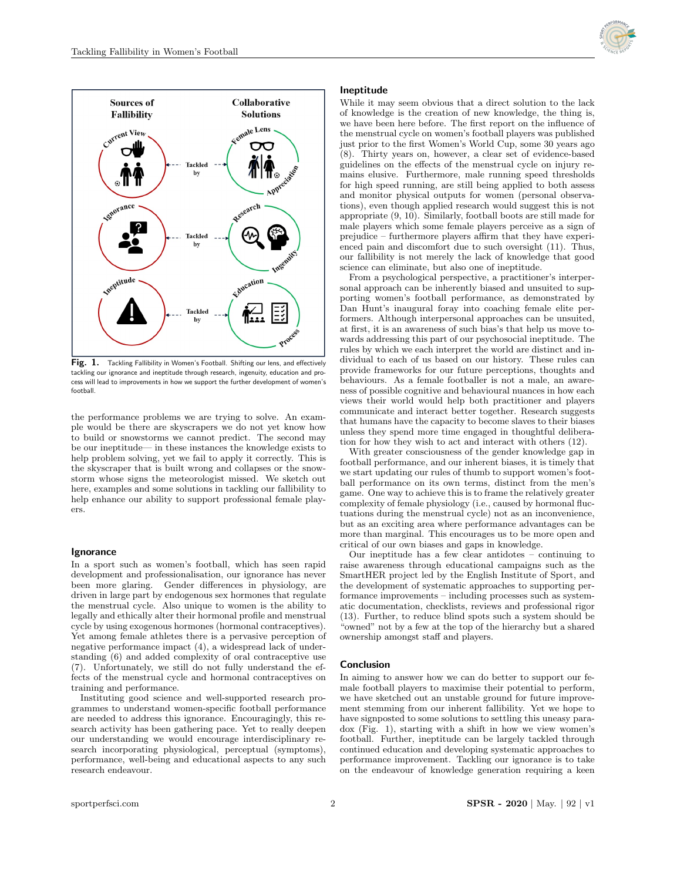**Fig. 1.** Tackling Fallibility in Women's Football. Shifting our lens, and effectively tackling our ignorance and ineptitude through research, ingenuity, education and process will lead to improvements in how we support the further development of women's football.

the performance problems we are trying to solve. An example would be there are skyscrapers we do not yet know how to build or snowstorms we cannot predict. The second may be our ineptitude— in these instances the knowledge exists to help problem solving, yet we fail to apply it correctly. This is the skyscraper that is built wrong and collapses or the snowstorm whose signs the meteorologist missed. We sketch out here, examples and some solutions in tackling our fallibility to help enhance our ability to support professional female players.

## Ignorance

In a sport such as women's football, which has seen rapid development and professionalisation, our ignorance has never been more glaring. Gender differences in physiology, are driven in large part by endogenous sex hormones that regulate the menstrual cycle. Also unique to women is the ability to legally and ethically alter their hormonal profile and menstrual cycle by using exogenous hormones (hormonal contraceptives). Yet among female athletes there is a pervasive perception of negative performance impact (4), a widespread lack of understanding (6) and added complexity of oral contraceptive use (7). Unfortunately, we still do not fully understand the effects of the menstrual cycle and hormonal contraceptives on training and performance.

Instituting good science and well-supported research programmes to understand women-specific football performance are needed to address this ignorance. Encouragingly, this research activity has been gathering pace. Yet to really deepen our understanding we would encourage interdisciplinary research incorporating physiological, perceptual (symptoms), performance, well-being and educational aspects to any such research endeavour.

## Ineptitude

While it may seem obvious that a direct solution to the lack of knowledge is the creation of new knowledge, the thing is, we have been here before. The first report on the influence of the menstrual cycle on women's football players was published just prior to the first Women's World Cup, some 30 years ago (8). Thirty years on, however, a clear set of evidence-based guidelines on the effects of the menstrual cycle on injury remains elusive. Furthermore, male running speed thresholds for high speed running, are still being applied to both assess and monitor physical outputs for women (personal observations), even though applied research would suggest this is not appropriate (9, 10). Similarly, football boots are still made for male players which some female players perceive as a sign of prejudice – furthermore players affirm that they have experienced pain and discomfort due to such oversight (11). Thus, our fallibility is not merely the lack of knowledge that good science can eliminate, but also one of ineptitude.

From a psychological perspective, a practitioner's interpersonal approach can be inherently biased and unsuited to supporting women's football performance, as demonstrated by Dan Hunt's inaugural foray into coaching female elite performers. Although interpersonal approaches can be unsuited, at first, it is an awareness of such bias's that help us move towards addressing this part of our psychosocial ineptitude. The rules by which we each interpret the world are distinct and individual to each of us based on our history. These rules can provide frameworks for our future perceptions, thoughts and behaviours. As a female footballer is not a male, an awareness of possible cognitive and behavioural nuances in how each views their world would help both practitioner and players communicate and interact better together. Research suggests that humans have the capacity to become slaves to their biases unless they spend more time engaged in thoughtful deliberation for how they wish to act and interact with others (12).

With greater consciousness of the gender knowledge gap in football performance, and our inherent biases, it is timely that we start updating our rules of thumb to support women's football performance on its own terms, distinct from the men's game. One way to achieve this is to frame the relatively greater complexity of female physiology (i.e., caused by hormonal fluctuations during the menstrual cycle) not as an inconvenience, but as an exciting area where performance advantages can be more than marginal. This encourages us to be more open and critical of our own biases and gaps in knowledge.

Our ineptitude has a few clear antidotes – continuing to raise awareness through educational campaigns such as the SmartHER project led by the English Institute of Sport, and the development of systematic approaches to supporting performance improvements – including processes such as systematic documentation, checklists, reviews and professional rigor (13). Further, to reduce blind spots such a system should be "owned" not by a few at the top of the hierarchy but a shared ownership amongst staff and players.

## Conclusion

In aiming to answer how we can do better to support our female football players to maximise their potential to perform, we have sketched out an unstable ground for future improvement stemming from our inherent fallibility. Yet we hope to have signposted to some solutions to settling this uneasy paradox (Fig. 1), starting with a shift in how we view women's football. Further, ineptitude can be largely tackled through continued education and developing systematic approaches to performance improvement. Tackling our ignorance is to take on the endeavour of knowledge generation requiring a keen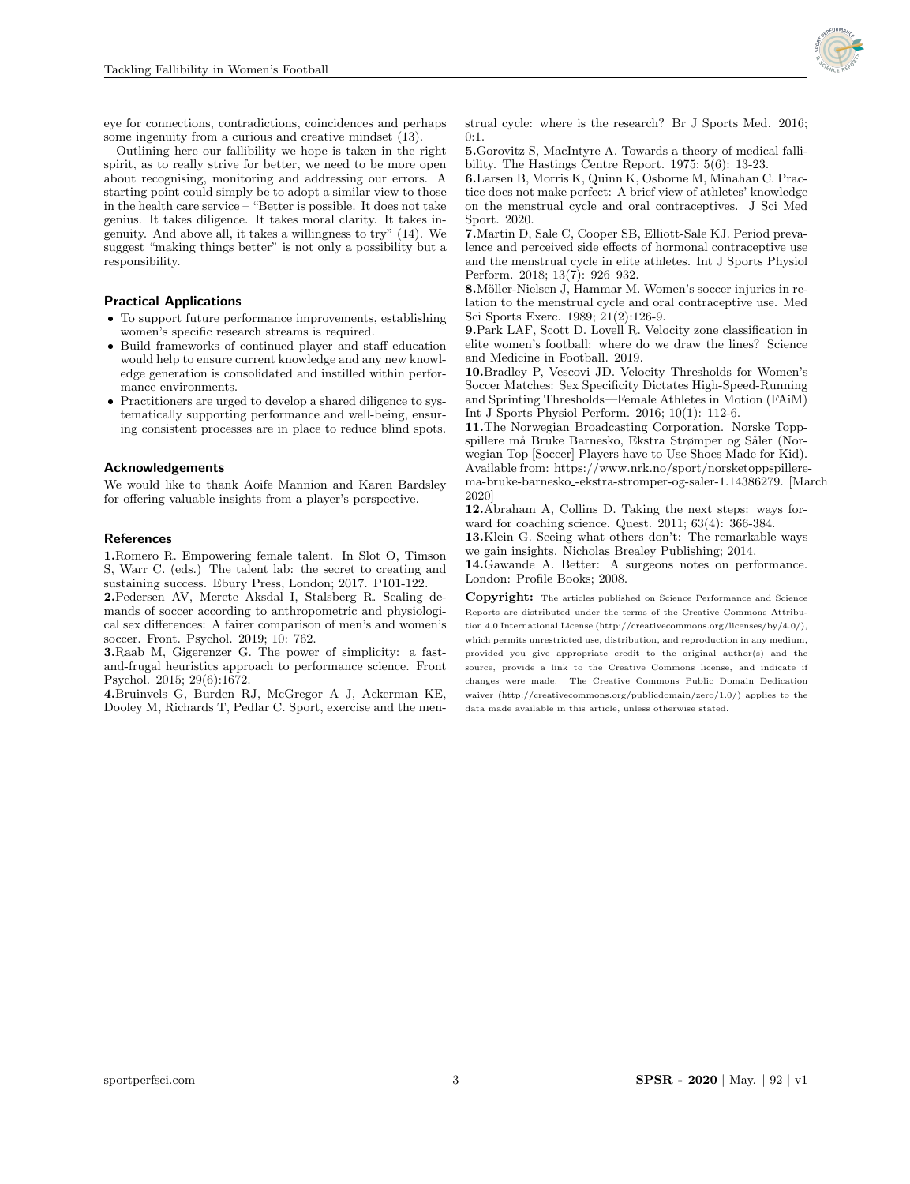eye for connections, contradictions, coincidences and perhaps some ingenuity from a curious and creative mindset (13).

Outlining here our fallibility we hope is taken in the right spirit, as to really strive for better, we need to be more open about recognising, monitoring and addressing our errors. A starting point could simply be to adopt a similar view to those in the health care service – "Better is possible. It does not take genius. It takes diligence. It takes moral clarity. It takes ingenuity. And above all, it takes a willingness to try" (14). We suggest "making things better" is not only a possibility but a responsibility.

## Practical Applications

- To support future performance improvements, establishing women's specific research streams is required.
- Build frameworks of continued player and staff education would help to ensure current knowledge and any new knowledge generation is consolidated and instilled within performance environments.
- Practitioners are urged to develop a shared diligence to systematically supporting performance and well-being, ensuring consistent processes are in place to reduce blind spots.

## Acknowledgements

We would like to thank Aoife Mannion and Karen Bardsley for offering valuable insights from a player's perspective.

## References

**1.** Romero R. Empowering female talent. In Slot O, Timson S, Warr C. (eds.) The talent lab: the secret to creating and sustaining success. Ebury Press, London; 2017. P101-122.

**2.** Pedersen AV, Merete Aksdal I, Stalsberg R. Scaling demands of soccer according to anthropometric and physiological sex differences: A fairer comparison of men's and women's soccer. Front. Psychol. 2019; 10: 762.

**3.** Raab M, Gigerenzer G. The power of simplicity: a fast-and-frugal heuristics approach to performance science. Front Psychol. 2015; 29(6):1672.

**4.** Bruinvels G, Burden RJ, McGregor A J, Ackerman KE, Dooley M, Richards T, Pedlar C. Sport, exercise and the menstrual cycle: where is the research? Br J Sports Med. 2016; 0:1.

**5.** Gorovitz S, MacIntyre A. Towards a theory of medical fallibility. The Hastings Centre Report. 1975; 5(6): 13-23.

**6.** Larsen B, Morris K, Quinn K, Osborne M, Minahan C. Practice does not make perfect: A brief view of athletes' knowledge on the menstrual cycle and oral contraceptives. J Sci Med Sport. 2020.

**7.** Martin D, Sale C, Cooper SB, Elliott-Sale KJ. Period prevalence and perceived side effects of hormonal contraceptive use and the menstrual cycle in elite athletes. Int J Sports Physiol Perform. 2018; 13(7): 926–932.

**8.** Möller-Nielsen J, Hammar M. Women's soccer injuries in relation to the menstrual cycle and oral contraceptive use. Med Sci Sports Exerc. 1989; 21(2):126-9.

**9.** Park LAF, Scott D. Lovell R. Velocity zone classification in elite women's football: where do we draw the lines? Science and Medicine in Football. 2019.

**10.** Bradley P, Vescovi JD. Velocity Thresholds for Women's Soccer Matches: Sex Specificity Dictates High-Speed-Running and Sprinting Thresholds—Female Athletes in Motion (FAiM) Int J Sports Physiol Perform. 2016; 10(1): 112-6.

**11.** The Norwegian Broadcasting Corporation. Norske Toppspillere må Bruke Barnesko, Ekstra Strømper og Såler (Norwegian Top [Soccer] Players have to Use Shoes Made for Kid). Available from: https://www.nrk.no/sport/norsketoppspillere-ma-bruke-barnesko_-ekstra-stromper-og-saler-1.14386279. [March 2020]

**12.** Abraham A, Collins D. Taking the next steps: ways forward for coaching science. Quest. 2011; 63(4): 366-384.

**13.** Klein G. Seeing what others don't: The remarkable ways we gain insights. Nicholas Brealey Publishing; 2014.

**14.** Gawande A. Better: A surgeons notes on performance. London: Profile Books; 2008.

**Copyright:** The articles published on Science Performance and Science Reports are distributed under the terms of the Creative Commons Attribution 4.0 International License (http://creativecommons.org/licenses/by/4.0/), which permits unrestricted use, distribution, and reproduction in any medium, provided you give appropriate credit to the original author(s) and the source, provide a link to the Creative Commons license, and indicate if changes were made. The Creative Commons Public Domain Dedication waiver (http://creativecommons.org/publicdomain/zero/1.0/) applies to the data made available in this article, unless otherwise stated.